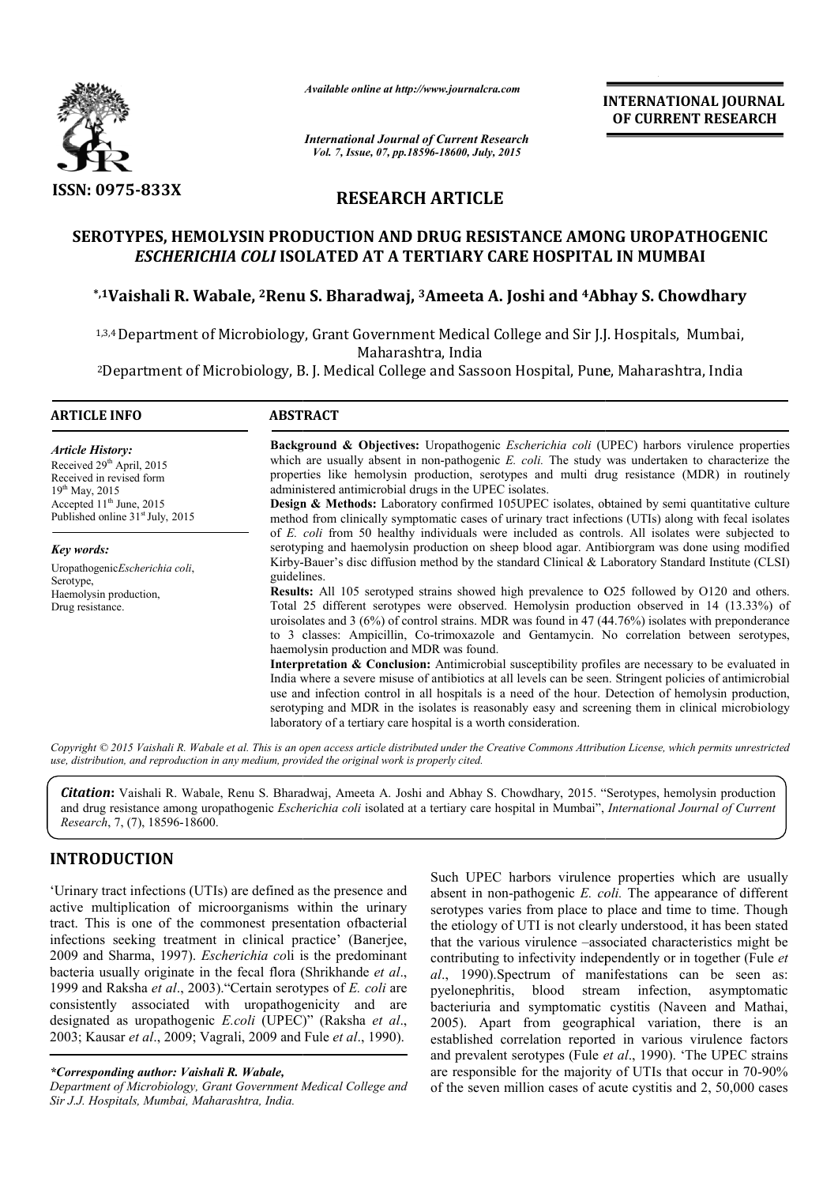ISSN: 0975-833X

*Available online at http://www.journalcra.com*

*International Journal of Current Research*
*Vol. 7, Issue, 07, pp.18596-18600, July, 2015*

**INTERNATIONAL JOURNAL OF CURRENT RESEARCH**

## RESEARCH ARTICLE

# SEROTYPES, HEMOLYSIN PRODUCTION AND DRUG RESISTANCE AMONG UROPATHOGENIC *ESCHERICHIA COLI* ISOLATED AT A TERTIARY CARE HOSPITAL IN MUMBAI

**[*,1]Vaishali R. Wabale, [2]Renu S. Bharadwaj, [3]Ameeta A. Joshi and [4]Abhay S. Chowdhary**

[1,3,4]Department of Microbiology, Grant Government Medical College and Sir J.J. Hospitals, Mumbai, Maharashtra, India

[2]Department of Microbiology, B. J. Medical College and Sassoon Hospital, Pune, Maharashtra, India

### ARTICLE INFO

*Article History:*
Received 29th April, 2015
Received in revised form
19th May, 2015
Accepted 11th June, 2015
Published online 31st July, 2015

*Key words:*
Uropathogenic*Escherichia coli*,
Serotype,
Haemolysin production,
Drug resistance.

### ABSTRACT

**Background & Objectives:** Uropathogenic *Escherichia coli* (UPEC) harbors virulence properties which are usually absent in non-pathogenic *E. coli.* The study was undertaken to characterize the properties like hemolysin production, serotypes and multi drug resistance (MDR) in routinely administered antimicrobial drugs in the UPEC isolates.

**Design & Methods:** Laboratory confirmed 105UPEC isolates, obtained by semi quantitative culture method from clinically symptomatic cases of urinary tract infections (UTIs) along with fecal isolates of *E. coli* from 50 healthy individuals were included as controls. All isolates were subjected to serotyping and haemolysin production on sheep blood agar. Antibiorgram was done using modified Kirby-Bauer's disc diffusion method by the standard Clinical & Laboratory Standard Institute (CLSI) guidelines.

**Results:** All 105 serotyped strains showed high prevalence to O25 followed by O120 and others. Total 25 different serotypes were observed. Hemolysin production observed in 14 (13.33%) of uroisolates and 3 (6%) of control strains. MDR was found in 47 (44.76%) isolates with preponderance to 3 classes: Ampicillin, Co-trimoxazole and Gentamycin. No correlation between serotypes, haemolysin production and MDR was found.

**Interpretation & Conclusion:** Antimicrobial susceptibility profiles are necessary to be evaluated in India where a severe misuse of antibiotics at all levels can be seen. Stringent policies of antimicrobial use and infection control in all hospitals is a need of the hour. Detection of hemolysin production, serotyping and MDR in the isolates is reasonably easy and screening them in clinical microbiology laboratory of a tertiary care hospital is a worth consideration.

*Copyright © 2015 Vaishali R. Wabale et al. This is an open access article distributed under the Creative Commons Attribution License, which permits unrestricted use, distribution, and reproduction in any medium, provided the original work is properly cited.*

***Citation*:** Vaishali R. Wabale, Renu S. Bharadwaj, Ameeta A. Joshi and Abhay S. Chowdhary, 2015. "Serotypes, hemolysin production and drug resistance among uropathogenic *Escherichia coli* isolated at a tertiary care hospital in Mumbai", *International Journal of Current Research*, 7, (7), 18596-18600.

## INTRODUCTION

'Urinary tract infections (UTIs) are defined as the presence and active multiplication of microorganisms within the urinary tract. This is one of the commonest presentation ofbacterial infections seeking treatment in clinical practice' (Banerjee, 2009 and Sharma, 1997). *Escherichia co*li is the predominant bacteria usually originate in the fecal flora (Shrikhande *et al*., 1999 and Raksha *et al*., 2003)."Certain serotypes of *E. coli* are consistently associated with uropathogenicity and are designated as uropathogenic *E.coli* (UPEC)" (Raksha *et al*., 2003; Kausar *et al*., 2009; Vagrali, 2009 and Fule *et al*., 1990).

*\*Corresponding author: Vaishali R. Wabale,*
*Department of Microbiology, Grant Government Medical College and Sir J.J. Hospitals, Mumbai, Maharashtra, India.*

Such UPEC harbors virulence properties which are usually absent in non-pathogenic *E. coli.* The appearance of different serotypes varies from place to place and time to time. Though the etiology of UTI is not clearly understood, it has been stated that the various virulence –associated characteristics might be contributing to infectivity independently or in together (Fule *et al*., 1990).Spectrum of manifestations can be seen as: pyelonephritis, blood stream infection, asymptomatic bacteriuria and symptomatic cystitis (Naveen and Mathai, 2005). Apart from geographical variation, there is an established correlation reported in various virulence factors and prevalent serotypes (Fule *et al*., 1990). 'The UPEC strains are responsible for the majority of UTIs that occur in 70-90% of the seven million cases of acute cystitis and 2, 50,000 cases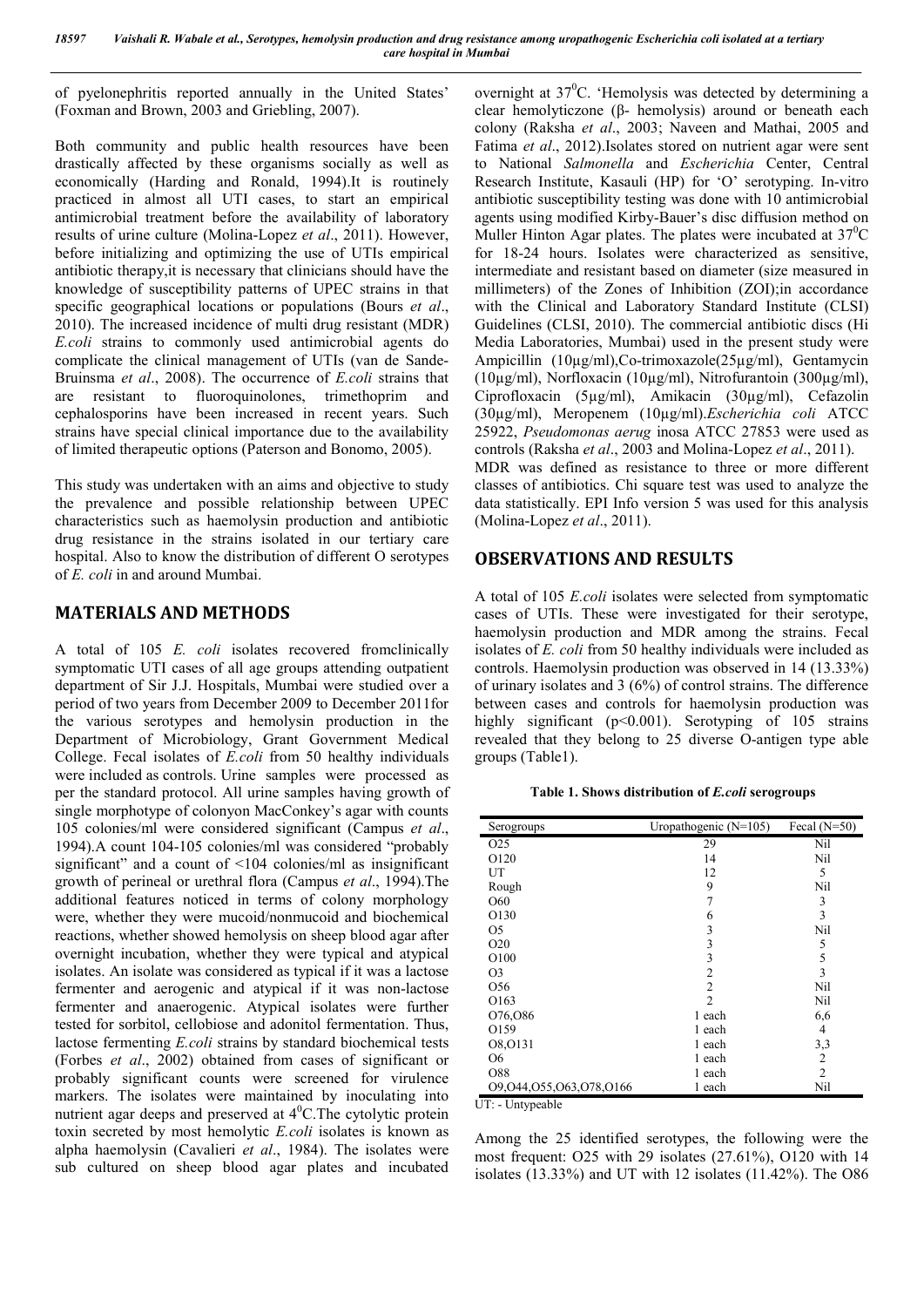of pyelonephritis reported annually in the United States' (Foxman and Brown, 2003 and Griebling, 2007).

Both community and public health resources have been drastically affected by these organisms socially as well as economically (Harding and Ronald, 1994).It is routinely practiced in almost all UTI cases, to start an empirical antimicrobial treatment before the availability of laboratory results of urine culture (Molina-Lopez *et al*., 2011). However, before initializing and optimizing the use of UTIs empirical antibiotic therapy,it is necessary that clinicians should have the knowledge of susceptibility patterns of UPEC strains in that specific geographical locations or populations (Bours *et al*., 2010). The increased incidence of multi drug resistant (MDR) *E.coli* strains to commonly used antimicrobial agents do complicate the clinical management of UTIs (van de Sande-Bruinsma *et al*., 2008). The occurrence of *E.coli* strains that are resistant to fluoroquinolones, trimethoprim and cephalosporins have been increased in recent years. Such strains have special clinical importance due to the availability of limited therapeutic options (Paterson and Bonomo, 2005).

This study was undertaken with an aims and objective to study the prevalence and possible relationship between UPEC characteristics such as haemolysin production and antibiotic drug resistance in the strains isolated in our tertiary care hospital. Also to know the distribution of different O serotypes of *E. coli* in and around Mumbai.

## MATERIALS AND METHODS

A total of 105 *E. coli* isolates recovered fromclinically symptomatic UTI cases of all age groups attending outpatient department of Sir J.J. Hospitals, Mumbai were studied over a period of two years from December 2009 to December 2011for the various serotypes and hemolysin production in the Department of Microbiology, Grant Government Medical College. Fecal isolates of *E.coli* from 50 healthy individuals were included as controls. Urine samples were processed as per the standard protocol. All urine samples having growth of single morphotype of colonyon MacConkey's agar with counts 105 colonies/ml were considered significant (Campus *et al*., 1994).A count 104-105 colonies/ml was considered "probably significant" and a count of <104 colonies/ml as insignificant growth of perineal or urethral flora (Campus *et al*., 1994).The additional features noticed in terms of colony morphology were, whether they were mucoid/nonmucoid and biochemical reactions, whether showed hemolysis on sheep blood agar after overnight incubation, whether they were typical and atypical isolates. An isolate was considered as typical if it was a lactose fermenter and aerogenic and atypical if it was non-lactose fermenter and anaerogenic. Atypical isolates were further tested for sorbitol, cellobiose and adonitol fermentation. Thus, lactose fermenting *E.coli* strains by standard biochemical tests (Forbes *et al*., 2002) obtained from cases of significant or probably significant counts were screened for virulence markers. The isolates were maintained by inoculating into nutrient agar deeps and preserved at $4^0$C.The cytolytic protein toxin secreted by most hemolytic *E.coli* isolates is known as alpha haemolysin (Cavalieri *et al*., 1984). The isolates were sub cultured on sheep blood agar plates and incubated overnight at $37^0$C. 'Hemolysis was detected by determining a clear hemolyticzone (β- hemolysis) around or beneath each colony (Raksha *et al*., 2003; Naveen and Mathai, 2005 and Fatima *et al*., 2012).Isolates stored on nutrient agar were sent to National *Salmonella* and *Escherichia* Center, Central Research Institute, Kasauli (HP) for 'O' serotyping. In-vitro antibiotic susceptibility testing was done with 10 antimicrobial agents using modified Kirby-Bauer's disc diffusion method on Muller Hinton Agar plates. The plates were incubated at $37^0$C for 18-24 hours. Isolates were characterized as sensitive, intermediate and resistant based on diameter (size measured in millimeters) of the Zones of Inhibition (ZOI);in accordance with the Clinical and Laboratory Standard Institute (CLSI) Guidelines (CLSI, 2010). The commercial antibiotic discs (Hi Media Laboratories, Mumbai) used in the present study were Ampicillin (10μg/ml),Co-trimoxazole(25μg/ml), Gentamycin (10μg/ml), Norfloxacin (10μg/ml), Nitrofurantoin (300μg/ml), Ciprofloxacin (5μg/ml), Amikacin (30μg/ml), Cefazolin (30μg/ml), Meropenem (10μg/ml).*Escherichia coli* ATCC 25922, *Pseudomonas aerug* inosa ATCC 27853 were used as controls (Raksha *et al*., 2003 and Molina-Lopez *et al*., 2011). MDR was defined as resistance to three or more different classes of antibiotics. Chi square test was used to analyze the data statistically. EPI Info version 5 was used for this analysis (Molina-Lopez *et al*., 2011).

## OBSERVATIONS AND RESULTS

A total of 105 *E.coli* isolates were selected from symptomatic cases of UTIs. These were investigated for their serotype, haemolysin production and MDR among the strains. Fecal isolates of *E. coli* from 50 healthy individuals were included as controls. Haemolysin production was observed in 14 (13.33%) of urinary isolates and 3 (6%) of control strains. The difference between cases and controls for haemolysin production was highly significant ($p<0.001$). Serotyping of 105 strains revealed that they belong to 25 diverse O-antigen type able groups (Table1).

**Table 1. Shows distribution of *E.coli* serogroups**

| Serogroups | Uropathogenic (N=105) | Fecal (N=50) |
|---|---|---|
| O25 | 29 | Nil |
| O120 | 14 | Nil |
| UT | 12 | 5 |
| Rough | 9 | Nil |
| O60 | 7 | 3 |
| O130 | 6 | 3 |
| O5 | 3 | Nil |
| O20 | 3 | 5 |
| O100 | 3 | 5 |
| O3 | 2 | 3 |
| O56 | 2 | Nil |
| O163 | 2 | Nil |
| O76,O86 | 1 each | 6,6 |
| O159 | 1 each | 4 |
| O8,O131 | 1 each | 3,3 |
| O6 | 1 each | 2 |
| O88 | 1 each | 2 |
| O9,O44,O55,O63,O78,O166 | 1 each | Nil |

UT: - Untypeable

Among the 25 identified serotypes, the following were the most frequent: O25 with 29 isolates (27.61%), O120 with 14 isolates (13.33%) and UT with 12 isolates (11.42%). The O86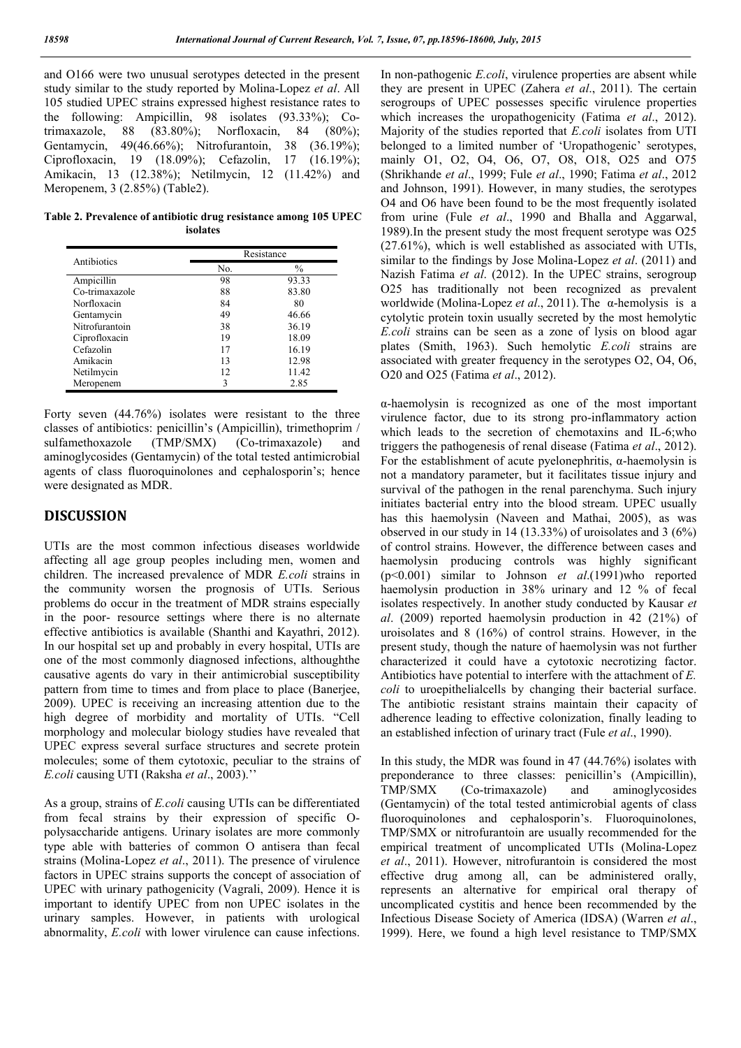and O166 were two unusual serotypes detected in the present study similar to the study reported by Molina-Lopez *et al*. All 105 studied UPEC strains expressed highest resistance rates to the following: Ampicillin, 98 isolates (93.33%); Co-trimaxazole, 88 (83.80%); Norfloxacin, 84 (80%); Gentamycin, 49(46.66%); Nitrofurantoin, 38 (36.19%); Ciprofloxacin, 19 (18.09%); Cefazolin, 17 (16.19%); Amikacin, 13 (12.38%); Netilmycin, 12 (11.42%) and Meropenem, 3 (2.85%) (Table2).

**Table 2. Prevalence of antibiotic drug resistance among 105 UPEC isolates**

| Antibiotics | Resistance | |
|---|---|---|
| | No. | % |
| Ampicillin | 98 | 93.33 |
| Co-trimaxazole | 88 | 83.80 |
| Norfloxacin | 84 | 80 |
| Gentamycin | 49 | 46.66 |
| Nitrofurantoin | 38 | 36.19 |
| Ciprofloxacin | 19 | 18.09 |
| Cefazolin | 17 | 16.19 |
| Amikacin | 13 | 12.98 |
| Netilmycin | 12 | 11.42 |
| Meropenem | 3 | 2.85 |

Forty seven (44.76%) isolates were resistant to the three classes of antibiotics: penicillin's (Ampicillin), trimethoprim / sulfamethoxazole (TMP/SMX) (Co-trimaxazole) and aminoglycosides (Gentamycin) of the total tested antimicrobial agents of class fluoroquinolones and cephalosporin's; hence were designated as MDR.

## DISCUSSION

UTIs are the most common infectious diseases worldwide affecting all age group peoples including men, women and children. The increased prevalence of MDR *E.coli* strains in the community worsen the prognosis of UTIs. Serious problems do occur in the treatment of MDR strains especially in the poor- resource settings where there is no alternate effective antibiotics is available (Shanthi and Kayathri, 2012). In our hospital set up and probably in every hospital, UTIs are one of the most commonly diagnosed infections, althoughthe causative agents do vary in their antimicrobial susceptibility pattern from time to times and from place to place (Banerjee, 2009). UPEC is receiving an increasing attention due to the high degree of morbidity and mortality of UTIs. "Cell morphology and molecular biology studies have revealed that UPEC express several surface structures and secrete protein molecules; some of them cytotoxic, peculiar to the strains of *E.coli* causing UTI (Raksha *et al*., 2003).''

As a group, strains of *E.coli* causing UTIs can be differentiated from fecal strains by their expression of specific O-polysaccharide antigens. Urinary isolates are more commonly type able with batteries of common O antisera than fecal strains (Molina-Lopez *et al*., 2011). The presence of virulence factors in UPEC strains supports the concept of association of UPEC with urinary pathogenicity (Vagrali, 2009). Hence it is important to identify UPEC from non UPEC isolates in the urinary samples. However, in patients with urological abnormality, *E.coli* with lower virulence can cause infections.

In non-pathogenic *E.coli*, virulence properties are absent while they are present in UPEC (Zahera *et al*., 2011). The certain serogroups of UPEC possesses specific virulence properties which increases the uropathogenicity (Fatima *et al*., 2012). Majority of the studies reported that *E.coli* isolates from UTI belonged to a limited number of 'Uropathogenic' serotypes, mainly O1, O2, O4, O6, O7, O8, O18, O25 and O75 (Shrikhande *et al*., 1999; Fule *et al*., 1990; Fatima *et al*., 2012 and Johnson, 1991). However, in many studies, the serotypes O4 and O6 have been found to be the most frequently isolated from urine (Fule *et al*., 1990 and Bhalla and Aggarwal, 1989).In the present study the most frequent serotype was O25 (27.61%), which is well established as associated with UTIs, similar to the findings by Jose Molina-Lopez *et al*. (2011) and Nazish Fatima *et al*. (2012). In the UPEC strains, serogroup O25 has traditionally not been recognized as prevalent worldwide (Molina-Lopez *et al*., 2011). The α-hemolysis is a cytolytic protein toxin usually secreted by the most hemolytic *E.coli* strains can be seen as a zone of lysis on blood agar plates (Smith, 1963). Such hemolytic *E.coli* strains are associated with greater frequency in the serotypes O2, O4, O6, O20 and O25 (Fatima *et al*., 2012).

α-haemolysin is recognized as one of the most important virulence factor, due to its strong pro-inflammatory action which leads to the secretion of chemotaxins and IL-6;who triggers the pathogenesis of renal disease (Fatima *et al*., 2012). For the establishment of acute pyelonephritis, α-haemolysin is not a mandatory parameter, but it facilitates tissue injury and survival of the pathogen in the renal parenchyma. Such injury initiates bacterial entry into the blood stream. UPEC usually has this haemolysin (Naveen and Mathai, 2005), as was observed in our study in 14 (13.33%) of uroisolates and 3 (6%) of control strains. However, the difference between cases and haemolysin producing controls was highly significant ($p<0.001$) similar to Johnson *et al*.(1991)who reported haemolysin production in 38% urinary and 12 % of fecal isolates respectively. In another study conducted by Kausar *et al*. (2009) reported haemolysin production in 42 (21%) of uroisolates and 8 (16%) of control strains. However, in the present study, though the nature of haemolysin was not further characterized it could have a cytotoxic necrotizing factor. Antibiotics have potential to interfere with the attachment of *E. coli* to uroepithelialcells by changing their bacterial surface. The antibiotic resistant strains maintain their capacity of adherence leading to effective colonization, finally leading to an established infection of urinary tract (Fule *et al*., 1990).

In this study, the MDR was found in 47 (44.76%) isolates with preponderance to three classes: penicillin's (Ampicillin), TMP/SMX (Co-trimaxazole) and aminoglycosides (Gentamycin) of the total tested antimicrobial agents of class fluoroquinolones and cephalosporin's. Fluoroquinolones, TMP/SMX or nitrofurantoin are usually recommended for the empirical treatment of uncomplicated UTIs (Molina-Lopez *et al*., 2011). However, nitrofurantoin is considered the most effective drug among all, can be administered orally, represents an alternative for empirical oral therapy of uncomplicated cystitis and hence been recommended by the Infectious Disease Society of America (IDSA) (Warren *et al*., 1999). Here, we found a high level resistance to TMP/SMX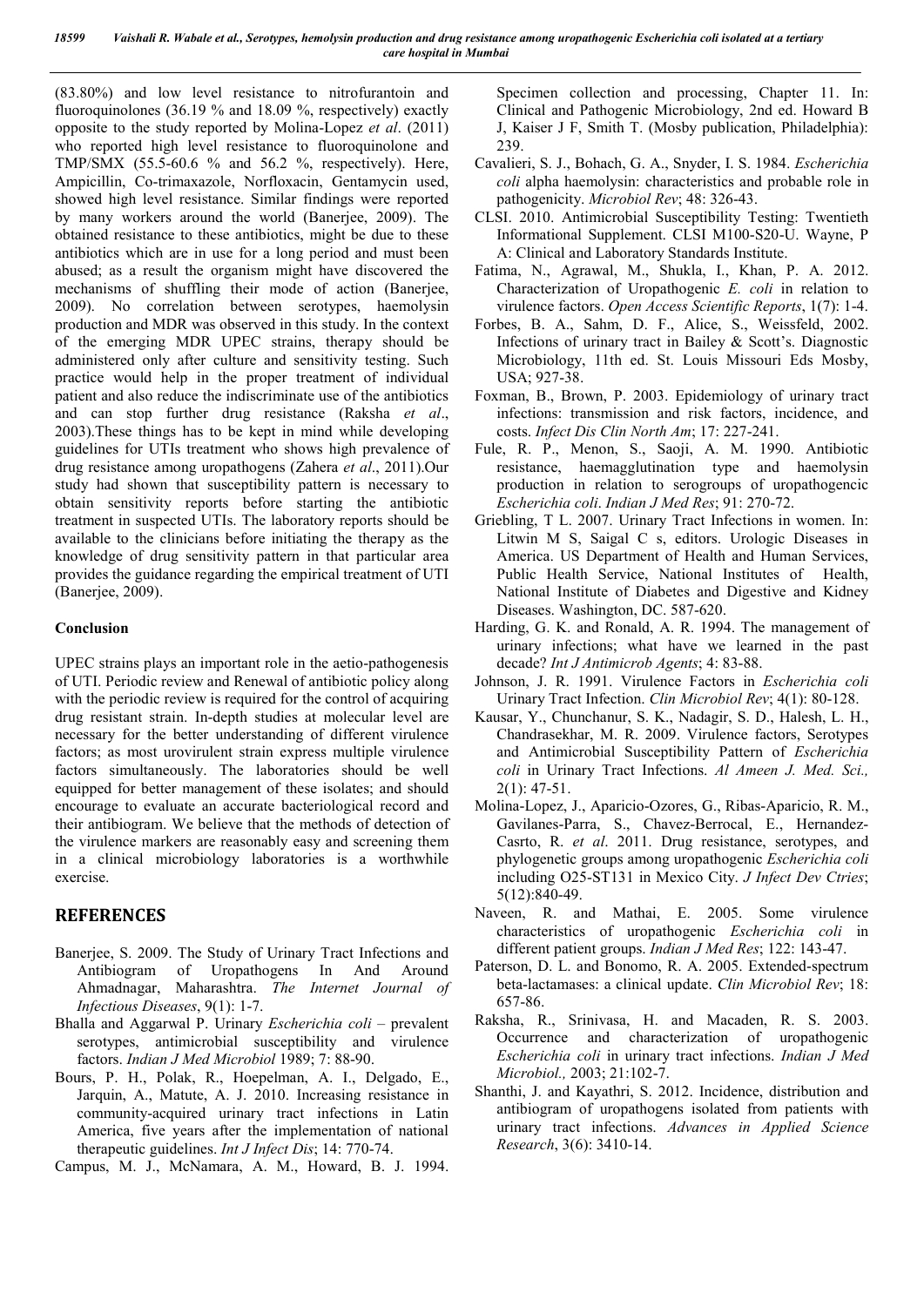(83.80%) and low level resistance to nitrofurantoin and fluoroquinolones (36.19 % and 18.09 %, respectively) exactly opposite to the study reported by Molina-Lopez *et al*. (2011) who reported high level resistance to fluoroquinolone and TMP/SMX (55.5-60.6 % and 56.2 %, respectively). Here, Ampicillin, Co-trimaxazole, Norfloxacin, Gentamycin used, showed high level resistance. Similar findings were reported by many workers around the world (Banerjee, 2009). The obtained resistance to these antibiotics, might be due to these antibiotics which are in use for a long period and must been abused; as a result the organism might have discovered the mechanisms of shuffling their mode of action (Banerjee, 2009). No correlation between serotypes, haemolysin production and MDR was observed in this study. In the context of the emerging MDR UPEC strains, therapy should be administered only after culture and sensitivity testing. Such practice would help in the proper treatment of individual patient and also reduce the indiscriminate use of the antibiotics and can stop further drug resistance (Raksha *et al*., 2003).These things has to be kept in mind while developing guidelines for UTIs treatment who shows high prevalence of drug resistance among uropathogens (Zahera *et al*., 2011).Our study had shown that susceptibility pattern is necessary to obtain sensitivity reports before starting the antibiotic treatment in suspected UTIs. The laboratory reports should be available to the clinicians before initiating the therapy as the knowledge of drug sensitivity pattern in that particular area provides the guidance regarding the empirical treatment of UTI (Banerjee, 2009).

## Conclusion

UPEC strains plays an important role in the aetio-pathogenesis of UTI. Periodic review and Renewal of antibiotic policy along with the periodic review is required for the control of acquiring drug resistant strain. In-depth studies at molecular level are necessary for the better understanding of different virulence factors; as most urovirulent strain express multiple virulence factors simultaneously. The laboratories should be well equipped for better management of these isolates; and should encourage to evaluate an accurate bacteriological record and their antibiogram. We believe that the methods of detection of the virulence markers are reasonably easy and screening them in a clinical microbiology laboratories is a worthwhile exercise.

## REFERENCES

Banerjee, S. 2009. The Study of Urinary Tract Infections and Antibiogram of Uropathogens In And Around Ahmadnagar, Maharashtra. *The Internet Journal of Infectious Diseases*, 9(1): 1-7.

Bhalla and Aggarwal P. Urinary *Escherichia coli* – prevalent serotypes, antimicrobial susceptibility and virulence factors. *Indian J Med Microbiol* 1989; 7: 88-90.

Bours, P. H., Polak, R., Hoepelman, A. I., Delgado, E., Jarquin, A., Matute, A. J. 2010. Increasing resistance in community-acquired urinary tract infections in Latin America, five years after the implementation of national therapeutic guidelines. *Int J Infect Dis*; 14: 770-74.

Campus, M. J., McNamara, A. M., Howard, B. J. 1994. Specimen collection and processing, Chapter 11. In: Clinical and Pathogenic Microbiology, 2nd ed. Howard B J, Kaiser J F, Smith T. (Mosby publication, Philadelphia): 239.

Cavalieri, S. J., Bohach, G. A., Snyder, I. S. 1984. *Escherichia coli* alpha haemolysin: characteristics and probable role in pathogenicity. *Microbiol Rev*; 48: 326-43.

CLSI. 2010. Antimicrobial Susceptibility Testing: Twentieth Informational Supplement. CLSI M100-S20-U. Wayne, P A: Clinical and Laboratory Standards Institute.

Fatima, N., Agrawal, M., Shukla, I., Khan, P. A. 2012. Characterization of Uropathogenic *E. coli* in relation to virulence factors. *Open Access Scientific Reports*, 1(7): 1-4.

Forbes, B. A., Sahm, D. F., Alice, S., Weissfeld, 2002. Infections of urinary tract in Bailey & Scott's. Diagnostic Microbiology, 11th ed. St. Louis Missouri Eds Mosby, USA; 927-38.

Foxman, B., Brown, P. 2003. Epidemiology of urinary tract infections: transmission and risk factors, incidence, and costs. *Infect Dis Clin North Am*; 17: 227-241.

Fule, R. P., Menon, S., Saoji, A. M. 1990. Antibiotic resistance, haemagglutination type and haemolysin production in relation to serogroups of uropathogencic *Escherichia coli*. *Indian J Med Res*; 91: 270-72.

Griebling, T L. 2007. Urinary Tract Infections in women. In: Litwin M S, Saigal C s, editors. Urologic Diseases in America. US Department of Health and Human Services, Public Health Service, National Institutes of Health, National Institute of Diabetes and Digestive and Kidney Diseases. Washington, DC. 587-620.

Harding, G. K. and Ronald, A. R. 1994. The management of urinary infections; what have we learned in the past decade? *Int J Antimicrob Agents*; 4: 83-88.

Johnson, J. R. 1991. Virulence Factors in *Escherichia coli* Urinary Tract Infection. *Clin Microbiol Rev*; 4(1): 80-128.

Kausar, Y., Chunchanur, S. K., Nadagir, S. D., Halesh, L. H., Chandrasekhar, M. R. 2009. Virulence factors, Serotypes and Antimicrobial Susceptibility Pattern of *Escherichia coli* in Urinary Tract Infections. *Al Ameen J. Med. Sci.,* 2(1): 47-51.

Molina-Lopez, J., Aparicio-Ozores, G., Ribas-Aparicio, R. M., Gavilanes-Parra, S., Chavez-Berrocal, E., Hernandez-Casrto, R. *et al*. 2011. Drug resistance, serotypes, and phylogenetic groups among uropathogenic *Escherichia coli* including O25-ST131 in Mexico City. *J Infect Dev Ctries*; 5(12):840-49.

Naveen, R. and Mathai, E. 2005. Some virulence characteristics of uropathogenic *Escherichia coli* in different patient groups. *Indian J Med Res*; 122: 143-47.

Paterson, D. L. and Bonomo, R. A. 2005. Extended-spectrum beta-lactamases: a clinical update. *Clin Microbiol Rev*; 18: 657-86.

Raksha, R., Srinivasa, H. and Macaden, R. S. 2003. Occurrence and characterization of uropathogenic *Escherichia coli* in urinary tract infections. *Indian J Med Microbiol.,* 2003; 21:102-7.

Shanthi, J. and Kayathri, S. 2012. Incidence, distribution and antibiogram of uropathogens isolated from patients with urinary tract infections. *Advances in Applied Science Research*, 3(6): 3410-14.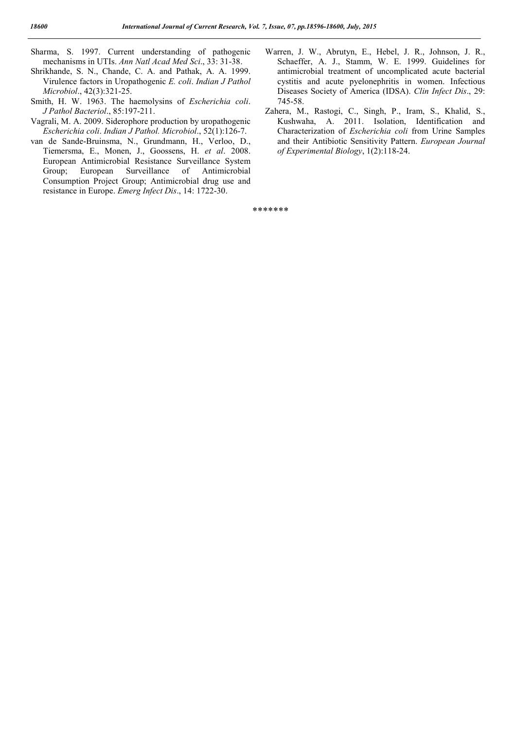Sharma, S. 1997. Current understanding of pathogenic mechanisms in UTIs. *Ann Natl Acad Med Sci*., 33: 31-38.

Shrikhande, S. N., Chande, C. A. and Pathak, A. A. 1999. Virulence factors in Uropathogenic *E. coli*. *Indian J Pathol Microbiol*., 42(3):321-25.

Smith, H. W. 1963. The haemolysins of *Escherichia coli*. *J Pathol Bacteriol*., 85:197-211.

Vagrali, M. A. 2009. Siderophore production by uropathogenic *Escherichia coli*. *Indian J Pathol. Microbiol*., 52(1):126-7.

van de Sande-Bruinsma, N., Grundmann, H., Verloo, D., Tiemersma, E., Monen, J., Goossens, H. *et al*. 2008. European Antimicrobial Resistance Surveillance System Group; European Surveillance of Antimicrobial Consumption Project Group; Antimicrobial drug use and resistance in Europe. *Emerg Infect Dis*., 14: 1722-30.

Warren, J. W., Abrutyn, E., Hebel, J. R., Johnson, J. R., Schaeffer, A. J., Stamm, W. E. 1999. Guidelines for antimicrobial treatment of uncomplicated acute bacterial cystitis and acute pyelonephritis in women. Infectious Diseases Society of America (IDSA). *Clin Infect Dis*., 29: 745-58.

Zahera, M., Rastogi, C., Singh, P., Iram, S., Khalid, S., Kushwaha, A. 2011. Isolation, Identification and Characterization of *Escherichia coli* from Urine Samples and their Antibiotic Sensitivity Pattern. *European Journal of Experimental Biology*, 1(2):118-24.

*******